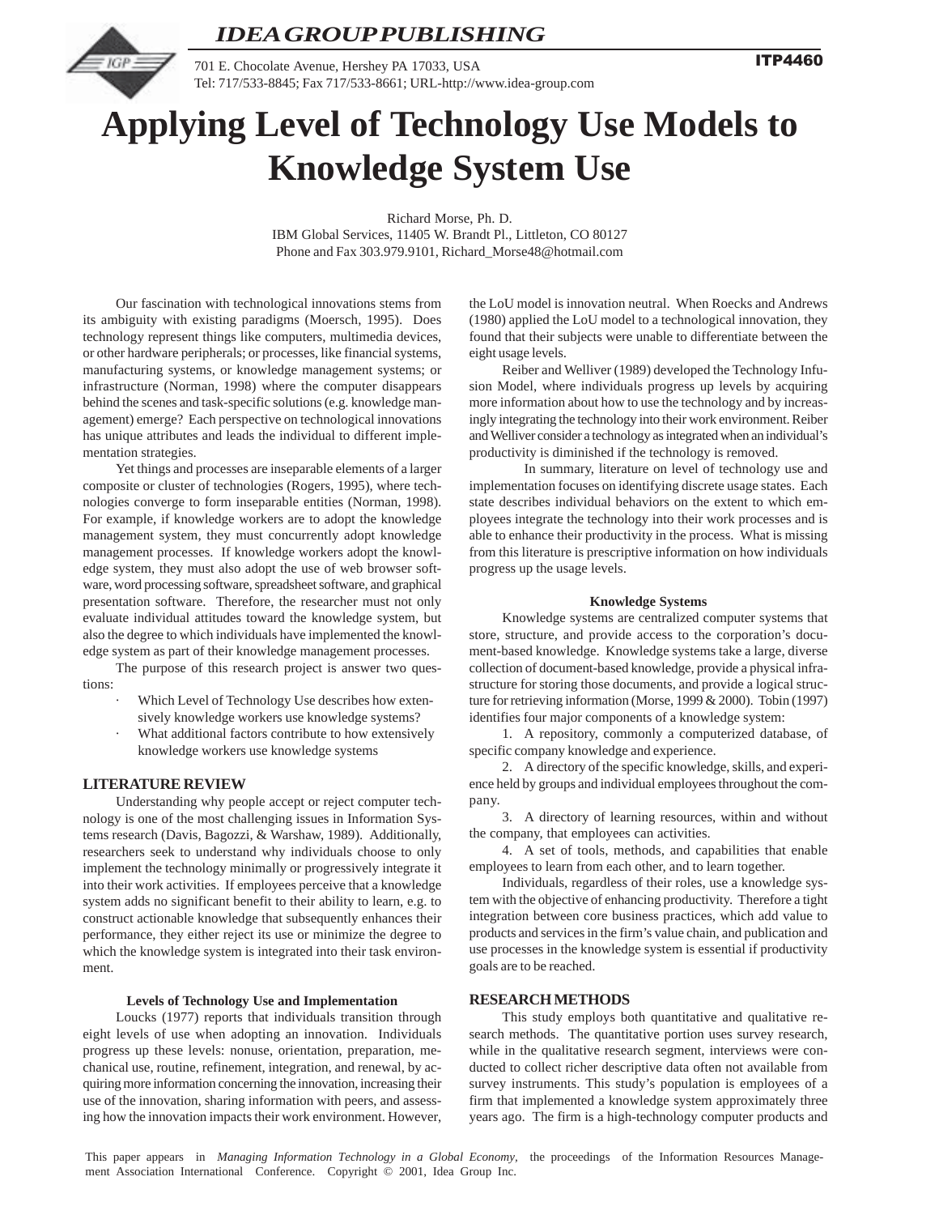**IDEA GROUP PUBLISHING**

701 E. Chocolate Avenue, Hershey PA 17033, USA
Tel: 717/533-8845; Fax 717/533-8661; URL-http://www.idea-group.com

**ITP4460**

# Applying Level of Technology Use Models to Knowledge System Use

Richard Morse, Ph. D.
IBM Global Services, 11405 W. Brandt Pl., Littleton, CO 80127
Phone and Fax 303.979.9101, Richard_Morse48@hotmail.com

Our fascination with technological innovations stems from its ambiguity with existing paradigms (Moersch, 1995). Does technology represent things like computers, multimedia devices, or other hardware peripherals; or processes, like financial systems, manufacturing systems, or knowledge management systems; or infrastructure (Norman, 1998) where the computer disappears behind the scenes and task-specific solutions (e.g. knowledge management) emerge? Each perspective on technological innovations has unique attributes and leads the individual to different implementation strategies.

Yet things and processes are inseparable elements of a larger composite or cluster of technologies (Rogers, 1995), where technologies converge to form inseparable entities (Norman, 1998). For example, if knowledge workers are to adopt the knowledge management system, they must concurrently adopt knowledge management processes. If knowledge workers adopt the knowledge system, they must also adopt the use of web browser software, word processing software, spreadsheet software, and graphical presentation software. Therefore, the researcher must not only evaluate individual attitudes toward the knowledge system, but also the degree to which individuals have implemented the knowledge system as part of their knowledge management processes.

The purpose of this research project is answer two questions:

- Which Level of Technology Use describes how extensively knowledge workers use knowledge systems?
- What additional factors contribute to how extensively knowledge workers use knowledge systems

## LITERATURE REVIEW

Understanding why people accept or reject computer technology is one of the most challenging issues in Information Systems research (Davis, Bagozzi, & Warshaw, 1989). Additionally, researchers seek to understand why individuals choose to only implement the technology minimally or progressively integrate it into their work activities. If employees perceive that a knowledge system adds no significant benefit to their ability to learn, e.g. to construct actionable knowledge that subsequently enhances their performance, they either reject its use or minimize the degree to which the knowledge system is integrated into their task environment.

### Levels of Technology Use and Implementation

Loucks (1977) reports that individuals transition through eight levels of use when adopting an innovation. Individuals progress up these levels: nonuse, orientation, preparation, mechanical use, routine, refinement, integration, and renewal, by acquiring more information concerning the innovation, increasing their use of the innovation, sharing information with peers, and assessing how the innovation impacts their work environment. However, the LoU model is innovation neutral. When Roecks and Andrews (1980) applied the LoU model to a technological innovation, they found that their subjects were unable to differentiate between the eight usage levels.

Reiber and Welliver (1989) developed the Technology Infusion Model, where individuals progress up levels by acquiring more information about how to use the technology and by increasingly integrating the technology into their work environment. Reiber and Welliver consider a technology as integrated when an individual's productivity is diminished if the technology is removed.

In summary, literature on level of technology use and implementation focuses on identifying discrete usage states. Each state describes individual behaviors on the extent to which employees integrate the technology into their work processes and is able to enhance their productivity in the process. What is missing from this literature is prescriptive information on how individuals progress up the usage levels.

### Knowledge Systems

Knowledge systems are centralized computer systems that store, structure, and provide access to the corporation's document-based knowledge. Knowledge systems take a large, diverse collection of document-based knowledge, provide a physical infrastructure for storing those documents, and provide a logical structure for retrieving information (Morse, 1999 & 2000). Tobin (1997) identifies four major components of a knowledge system:

1. A repository, commonly a computerized database, of specific company knowledge and experience.
2. A directory of the specific knowledge, skills, and experience held by groups and individual employees throughout the company.
3. A directory of learning resources, within and without the company, that employees can activities.
4. A set of tools, methods, and capabilities that enable employees to learn from each other, and to learn together.

Individuals, regardless of their roles, use a knowledge system with the objective of enhancing productivity. Therefore a tight integration between core business practices, which add value to products and services in the firm's value chain, and publication and use processes in the knowledge system is essential if productivity goals are to be reached.

## RESEARCH METHODS

This study employs both quantitative and qualitative research methods. The quantitative portion uses survey research, while in the qualitative research segment, interviews were conducted to collect richer descriptive data often not available from survey instruments. This study's population is employees of a firm that implemented a knowledge system approximately three years ago. The firm is a high-technology computer products and

This paper appears in *Managing Information Technology in a Global Economy,* the proceedings of the Information Resources Management Association International Conference. Copyright © 2001, Idea Group Inc.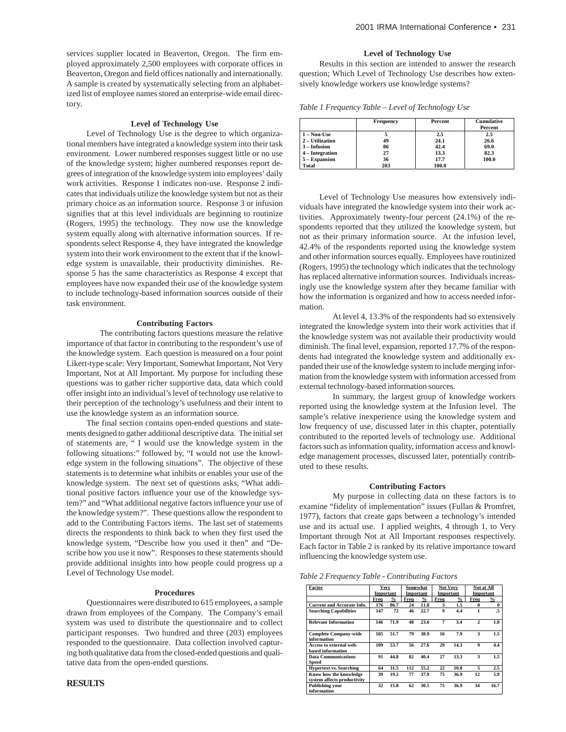services supplier located in Beaverton, Oregon. The firm employed approximately 2,500 employees with corporate offices in Beaverton, Oregon and field offices nationally and internationally. A sample is created by systematically selecting from an alphabetized list of employee names stored an enterprise-wide email directory.

### Level of Technology Use

Level of Technology Use is the degree to which organizational members have integrated a knowledge system into their task environment. Lower numbered responses suggest little or no use of the knowledge system; higher numbered responses report degrees of integration of the knowledge system into employees' daily work activities. Response 1 indicates non-use. Response 2 indicates that individuals utilize the knowledge system but not as their primary choice as an information source. Response 3 or infusion signifies that at this level individuals are beginning to routinize (Rogers, 1995) the technology. They now use the knowledge system equally along with alternative information sources. If respondents select Response 4, they have integrated the knowledge system into their work environment to the extent that if the knowledge system is unavailable, their productivity diminishes. Response 5 has the same characteristics as Response 4 except that employees have now expanded their use of the knowledge system to include technology-based information sources outside of their task environment.

### Contributing Factors

The contributing factors questions measure the relative importance of that factor in contributing to the respondent's use of the knowledge system. Each question is measured on a four point Likert-type scale: Very Important, Somewhat Important, Not Very Important, Not at All Important. My purpose for including these questions was to gather richer supportive data, data which could offer insight into an individual's level of technology use relative to their perception of the technology's usefulness and their intent to use the knowledge system as an information source.

The final section contains open-ended questions and statements designed to gather additional descriptive data. The initial set of statements are, " I would use the knowledge system in the following situations:" followed by, "I would not use the knowledge system in the following situations". The objective of these statements is to determine what inhibits or enables your use of the knowledge system. The next set of questions asks, "What additional positive factors influence your use of the knowledge system?" and "What additional negative factors influence your use of the knowledge system?". These questions allow the respondent to add to the Contributing Factors items. The last set of statements directs the respondents to think back to when they first used the knowledge system, "Describe how you used it then" and "Describe how you use it now". Responses to these statements should provide additional insights into how people could progress up a Level of Technology Use model.

### Procedures

Questionnaires were distributed to 615 employees, a sample drawn from employees of the Company. The Company's email system was used to distribute the questionnaire and to collect participant responses. Two hundred and three (203) employees responded to the questionnaire. Data collection involved capturing both qualitative data from the closed-ended questions and qualitative data from the open-ended questions.

## RESULTS

### Level of Technology Use

Results in this section are intended to answer the research question; Which Level of Technology Use describes how extensively knowledge workers use knowledge systems?

*Table 1 Frequency Table – Level of Technology Use*

| | Frequency | Percent | Cumulative Percent |
|---|---|---|---|
| 1 – Non-Use | 5 | 2.5 | 2.5 |
| 2 – Utilization | 49 | 24.1 | 26.6 |
| 3 – Infusion | 86 | 42.4 | 69.0 |
| 4 – Integration | 27 | 13.3 | 82.3 |
| 5 – Expansion | 36 | 17.7 | 100.0 |
| Total | 203 | 100.0 | |

Level of Technology Use measures how extensively individuals have integrated the knowledge system into their work activities. Approximately twenty-four percent (24.1%) of the respondents reported that they utilized the knowledge system, but not as their primary information source. At the infusion level, 42.4% of the respondents reported using the knowledge system and other information sources equally. Employees have routinized (Rogers, 1995) the technology which indicates that the technology has replaced alternative information sources. Individuals increasingly use the knowledge system after they became familiar with how the information is organized and how to access needed information.

At level 4, 13.3% of the respondents had so extensively integrated the knowledge system into their work activities that if the knowledge system was not available their productivity would diminish. The final level, expansion, reported 17.7% of the respondents had integrated the knowledge system and additionally expanded their use of the knowledge system to include merging information from the knowledge system with information accessed from external technology-based information sources.

In summary, the largest group of knowledge workers reported using the knowledge system at the Infusion level. The sample's relative inexperience using the knowledge system and low frequency of use, discussed later in this chapter, potentially contributed to the reported levels of technology use. Additional factors such as information quality, information access and knowledge management processes, discussed later, potentially contributed to these results.

### Contributing Factors

My purpose in collecting data on these factors is to examine "fidelity of implementation" issues (Fullan & Promfret, 1977), factors that create gaps between a technology's intended use and its actual use. I applied weights, 4 through 1, to Very Important through Not at All Important responses respectively. Each factor in Table 2 is ranked by its relative importance toward influencing the knowledge system use.

*Table 2 Frequency Table - Contributing Factors*

| Factor | Very Important | | Somewhat Important | | Not Very Important | | Not at All Important | |
|---|---|---|---|---|---|---|---|---|
| | Freq | % | Freq | % | Freq | % | Freq | % |
| Current and Accurate Info. | 176 | 86.7 | 24 | 11.8 | 3 | 1.5 | 0 | 0 |
| Searching Capabilities | 147 | 72 | 46 | 22.7 | 9 | 4.4 | 1 | .5 |
| Relevant Information | 146 | 71.9 | 48 | 23.6 | 7 | 3.4 | 2 | 1.0 |
| Complete Company-wide information | 105 | 51.7 | 79 | 38.9 | 16 | 7.9 | 3 | 1.5 |
| Access to external web-based information | 109 | 53.7 | 56 | 27.6 | 29 | 14.3 | 9 | 4.4 |
| Data Communications Speed | 91 | 44.8 | 82 | 40.4 | 27 | 13.3 | 3 | 1.5 |
| Hypertext vs. Searching | 64 | 31.5 | 112 | 55.2 | 22 | 10.8 | 5 | 2.5 |
| Know how the knowledge system affects productivity | 39 | 19.2 | 77 | 37.9 | 75 | 36.9 | 12 | 5.9 |
| Publishing your information | 32 | 15.8 | 62 | 30.5 | 75 | 36.9 | 34 | 16.7 |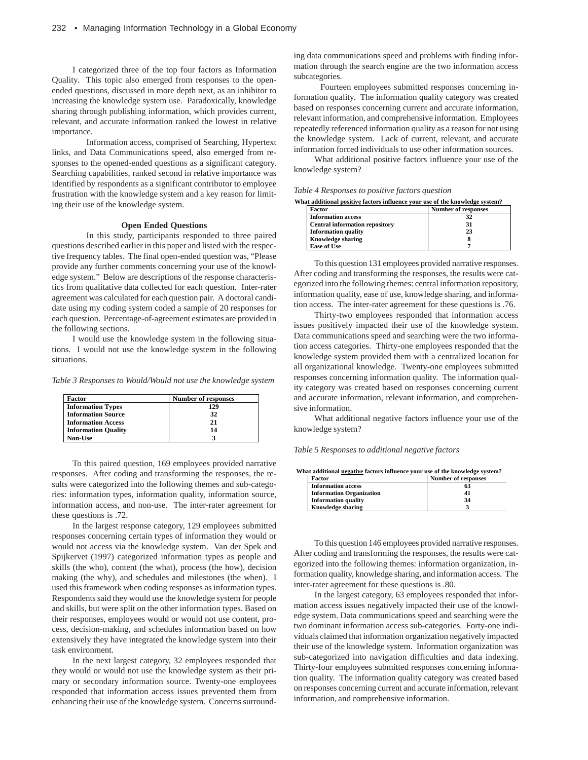I categorized three of the top four factors as Information Quality. This topic also emerged from responses to the open-ended questions, discussed in more depth next, as an inhibitor to increasing the knowledge system use. Paradoxically, knowledge sharing through publishing information, which provides current, relevant, and accurate information ranked the lowest in relative importance.

Information access, comprised of Searching, Hypertext links, and Data Communications speed, also emerged from responses to the opened-ended questions as a significant category. Searching capabilities, ranked second in relative importance was identified by respondents as a significant contributor to employee frustration with the knowledge system and a key reason for limiting their use of the knowledge system.

### Open Ended Questions

In this study, participants responded to three paired questions described earlier in this paper and listed with the respective frequency tables. The final open-ended question was, "Please provide any further comments concerning your use of the knowledge system." Below are descriptions of the response characteristics from qualitative data collected for each question. Inter-rater agreement was calculated for each question pair. A doctoral candidate using my coding system coded a sample of 20 responses for each question. Percentage-of-agreement estimates are provided in the following sections.

I would use the knowledge system in the following situations. I would not use the knowledge system in the following situations.

*Table 3 Responses to Would/Would not use the knowledge system*

| Factor | Number of responses |
|---|---|
| **Information Types** | **129** |
| **Information Source** | **32** |
| **Information Access** | **21** |
| **Information Quality** | **14** |
| **Non-Use** | **3** |

To this paired question, 169 employees provided narrative responses. After coding and transforming the responses, the results were categorized into the following themes and sub-categories: information types, information quality, information source, information access, and non-use. The inter-rater agreement for these questions is .72.

In the largest response category, 129 employees submitted responses concerning certain types of information they would or would not access via the knowledge system. Van der Spek and Spijkervet (1997) categorized information types as people and skills (the who), content (the what), process (the how), decision making (the why), and schedules and milestones (the when). I used this framework when coding responses as information types. Respondents said they would use the knowledge system for people and skills, but were split on the other information types. Based on their responses, employees would or would not use content, process, decision-making, and schedules information based on how extensively they have integrated the knowledge system into their task environment.

In the next largest category, 32 employees responded that they would or would not use the knowledge system as their primary or secondary information source. Twenty-one employees responded that information access issues prevented them from enhancing their use of the knowledge system. Concerns surrounding data communications speed and problems with finding information through the search engine are the two information access subcategories.

Fourteen employees submitted responses concerning information quality. The information quality category was created based on responses concerning current and accurate information, relevant information, and comprehensive information. Employees repeatedly referenced information quality as a reason for not using the knowledge system. Lack of current, relevant, and accurate information forced individuals to use other information sources.

What additional positive factors influence your use of the knowledge system?

*Table 4 Responses to positive factors question*

**What additional positive factors influence your use of the knowledge system?**

| Factor | Number of responses |
|---|---|
| **Information access** | **32** |
| **Central information repository** | **31** |
| **Information quality** | **23** |
| **Knowledge sharing** | **8** |
| **Ease of Use** | **7** |

To this question 131 employees provided narrative responses. After coding and transforming the responses, the results were categorized into the following themes: central information repository, information quality, ease of use, knowledge sharing, and information access. The inter-rater agreement for these questions is .76.

Thirty-two employees responded that information access issues positively impacted their use of the knowledge system. Data communications speed and searching were the two information access categories. Thirty-one employees responded that the knowledge system provided them with a centralized location for all organizational knowledge. Twenty-one employees submitted responses concerning information quality. The information quality category was created based on responses concerning current and accurate information, relevant information, and comprehensive information.

What additional negative factors influence your use of the knowledge system?

*Table 5 Responses to additional negative factors*

**What additional negative factors influence your use of the knowledge system?**

| Factor | Number of responses |
|---|---|
| **Information access** | **63** |
| **Information Organization** | **41** |
| **Information quality** | **34** |
| **Knowledge sharing** | **3** |

To this question 146 employees provided narrative responses. After coding and transforming the responses, the results were categorized into the following themes: information organization, information quality, knowledge sharing, and information access. The inter-rater agreement for these questions is .80.

In the largest category, 63 employees responded that information access issues negatively impacted their use of the knowledge system. Data communications speed and searching were the two dominant information access sub-categories. Forty-one individuals claimed that information organization negatively impacted their use of the knowledge system. Information organization was sub-categorized into navigation difficulties and data indexing. Thirty-four employees submitted responses concerning information quality. The information quality category was created based on responses concerning current and accurate information, relevant information, and comprehensive information.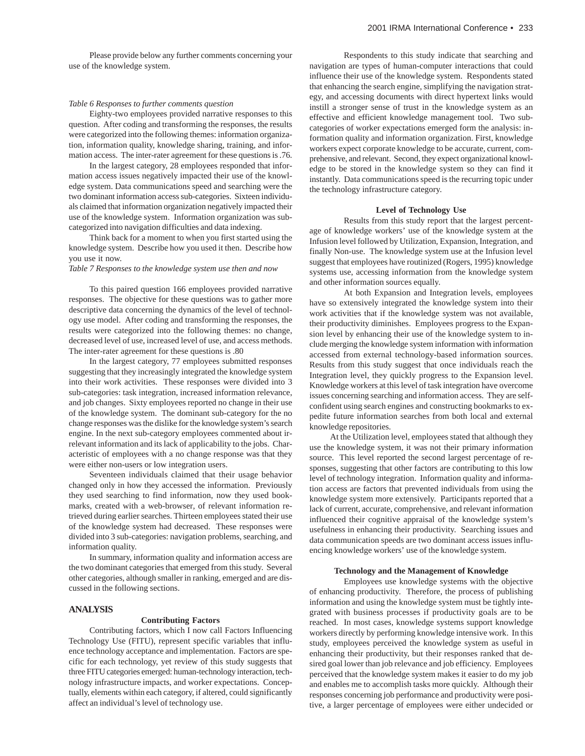Please provide below any further comments concerning your use of the knowledge system.

*Table 6 Responses to further comments question*

Eighty-two employees provided narrative responses to this question. After coding and transforming the responses, the results were categorized into the following themes: information organization, information quality, knowledge sharing, training, and information access. The inter-rater agreement for these questions is .76.

In the largest category, 28 employees responded that information access issues negatively impacted their use of the knowledge system. Data communications speed and searching were the two dominant information access sub-categories. Sixteen individuals claimed that information organization negatively impacted their use of the knowledge system. Information organization was subcategorized into navigation difficulties and data indexing.

Think back for a moment to when you first started using the knowledge system. Describe how you used it then. Describe how you use it now.

*Table 7 Responses to the knowledge system use then and now*

To this paired question 166 employees provided narrative responses. The objective for these questions was to gather more descriptive data concerning the dynamics of the level of technology use model. After coding and transforming the responses, the results were categorized into the following themes: no change, decreased level of use, increased level of use, and access methods. The inter-rater agreement for these questions is .80

In the largest category, 77 employees submitted responses suggesting that they increasingly integrated the knowledge system into their work activities. These responses were divided into 3 sub-categories: task integration, increased information relevance, and job changes. Sixty employees reported no change in their use of the knowledge system. The dominant sub-category for the no change responses was the dislike for the knowledge system's search engine. In the next sub-category employees commented about irrelevant information and its lack of applicability to the jobs. Characteristic of employees with a no change response was that they were either non-users or low integration users.

Seventeen individuals claimed that their usage behavior changed only in how they accessed the information. Previously they used searching to find information, now they used bookmarks, created with a web-browser, of relevant information retrieved during earlier searches. Thirteen employees stated their use of the knowledge system had decreased. These responses were divided into 3 sub-categories: navigation problems, searching, and information quality.

In summary, information quality and information access are the two dominant categories that emerged from this study. Several other categories, although smaller in ranking, emerged and are discussed in the following sections.

## ANALYSIS

### Contributing Factors

Contributing factors, which I now call Factors Influencing Technology Use (FITU), represent specific variables that influence technology acceptance and implementation. Factors are specific for each technology, yet review of this study suggests that three FITU categories emerged: human-technology interaction, technology infrastructure impacts, and worker expectations. Conceptually, elements within each category, if altered, could significantly affect an individual's level of technology use.

Respondents to this study indicate that searching and navigation are types of human-computer interactions that could influence their use of the knowledge system. Respondents stated that enhancing the search engine, simplifying the navigation strategy, and accessing documents with direct hypertext links would instill a stronger sense of trust in the knowledge system as an effective and efficient knowledge management tool. Two subcategories of worker expectations emerged form the analysis: information quality and information organization. First, knowledge workers expect corporate knowledge to be accurate, current, comprehensive, and relevant. Second, they expect organizational knowledge to be stored in the knowledge system so they can find it instantly. Data communications speed is the recurring topic under the technology infrastructure category.

### Level of Technology Use

Results from this study report that the largest percentage of knowledge workers' use of the knowledge system at the Infusion level followed by Utilization, Expansion, Integration, and finally Non-use. The knowledge system use at the Infusion level suggest that employees have routinized (Rogers, 1995) knowledge systems use, accessing information from the knowledge system and other information sources equally.

At both Expansion and Integration levels, employees have so extensively integrated the knowledge system into their work activities that if the knowledge system was not available, their productivity diminishes. Employees progress to the Expansion level by enhancing their use of the knowledge system to include merging the knowledge system information with information accessed from external technology-based information sources. Results from this study suggest that once individuals reach the Integration level, they quickly progress to the Expansion level. Knowledge workers at this level of task integration have overcome issues concerning searching and information access. They are self-confident using search engines and constructing bookmarks to expedite future information searches from both local and external knowledge repositories.

At the Utilization level, employees stated that although they use the knowledge system, it was not their primary information source. This level reported the second largest percentage of responses, suggesting that other factors are contributing to this low level of technology integration. Information quality and information access are factors that prevented individuals from using the knowledge system more extensively. Participants reported that a lack of current, accurate, comprehensive, and relevant information influenced their cognitive appraisal of the knowledge system's usefulness in enhancing their productivity. Searching issues and data communication speeds are two dominant access issues influencing knowledge workers' use of the knowledge system.

### Technology and the Management of Knowledge

Employees use knowledge systems with the objective of enhancing productivity. Therefore, the process of publishing information and using the knowledge system must be tightly integrated with business processes if productivity goals are to be reached. In most cases, knowledge systems support knowledge workers directly by performing knowledge intensive work. In this study, employees perceived the knowledge system as useful in enhancing their productivity, but their responses ranked that desired goal lower than job relevance and job efficiency. Employees perceived that the knowledge system makes it easier to do my job and enables me to accomplish tasks more quickly. Although their responses concerning job performance and productivity were positive, a larger percentage of employees were either undecided or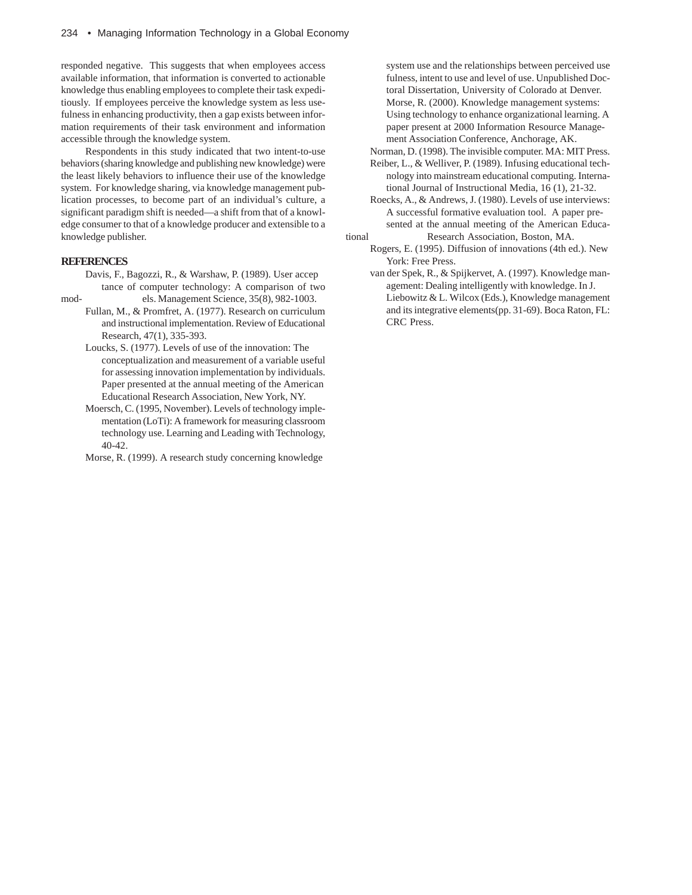responded negative. This suggests that when employees access available information, that information is converted to actionable knowledge thus enabling employees to complete their task expeditiously. If employees perceive the knowledge system as less usefulness in enhancing productivity, then a gap exists between information requirements of their task environment and information accessible through the knowledge system.

Respondents in this study indicated that two intent-to-use behaviors (sharing knowledge and publishing new knowledge) were the least likely behaviors to influence their use of the knowledge system. For knowledge sharing, via knowledge management publication processes, to become part of an individual's culture, a significant paradigm shift is needed—a shift from that of a knowledge consumer to that of a knowledge producer and extensible to a knowledge publisher.

## REFERENCES

Davis, F., Bagozzi, R., & Warshaw, P. (1989). User acceptance of computer technology: A comparison of two models. Management Science, 35(8), 982-1003.

Fullan, M., & Promfret, A. (1977). Research on curriculum and instructional implementation. Review of Educational Research, 47(1), 335-393.

Loucks, S. (1977). Levels of use of the innovation: The conceptualization and measurement of a variable useful for assessing innovation implementation by individuals. Paper presented at the annual meeting of the American Educational Research Association, New York, NY.

Moersch, C. (1995, November). Levels of technology implementation (LoTi): A framework for measuring classroom technology use. Learning and Leading with Technology, 40-42.

Morse, R. (1999). A research study concerning knowledge system use and the relationships between perceived use fulness, intent to use and level of use. Unpublished Doctoral Dissertation, University of Colorado at Denver.

Morse, R. (2000). Knowledge management systems: Using technology to enhance organizational learning. A paper present at 2000 Information Resource Management Association Conference, Anchorage, AK.

Norman, D. (1998). The invisible computer. MA: MIT Press.

Reiber, L., & Welliver, P. (1989). Infusing educational technology into mainstream educational computing. International Journal of Instructional Media, 16 (1), 21-32.

Roecks, A., & Andrews, J. (1980). Levels of use interviews: A successful formative evaluation tool. A paper presented at the annual meeting of the American Educational Research Association, Boston, MA.

Rogers, E. (1995). Diffusion of innovations (4th ed.). New York: Free Press.

van der Spek, R., & Spijkervet, A. (1997). Knowledge management: Dealing intelligently with knowledge. In J. Liebowitz & L. Wilcox (Eds.), Knowledge management and its integrative elements(pp. 31-69). Boca Raton, FL: CRC Press.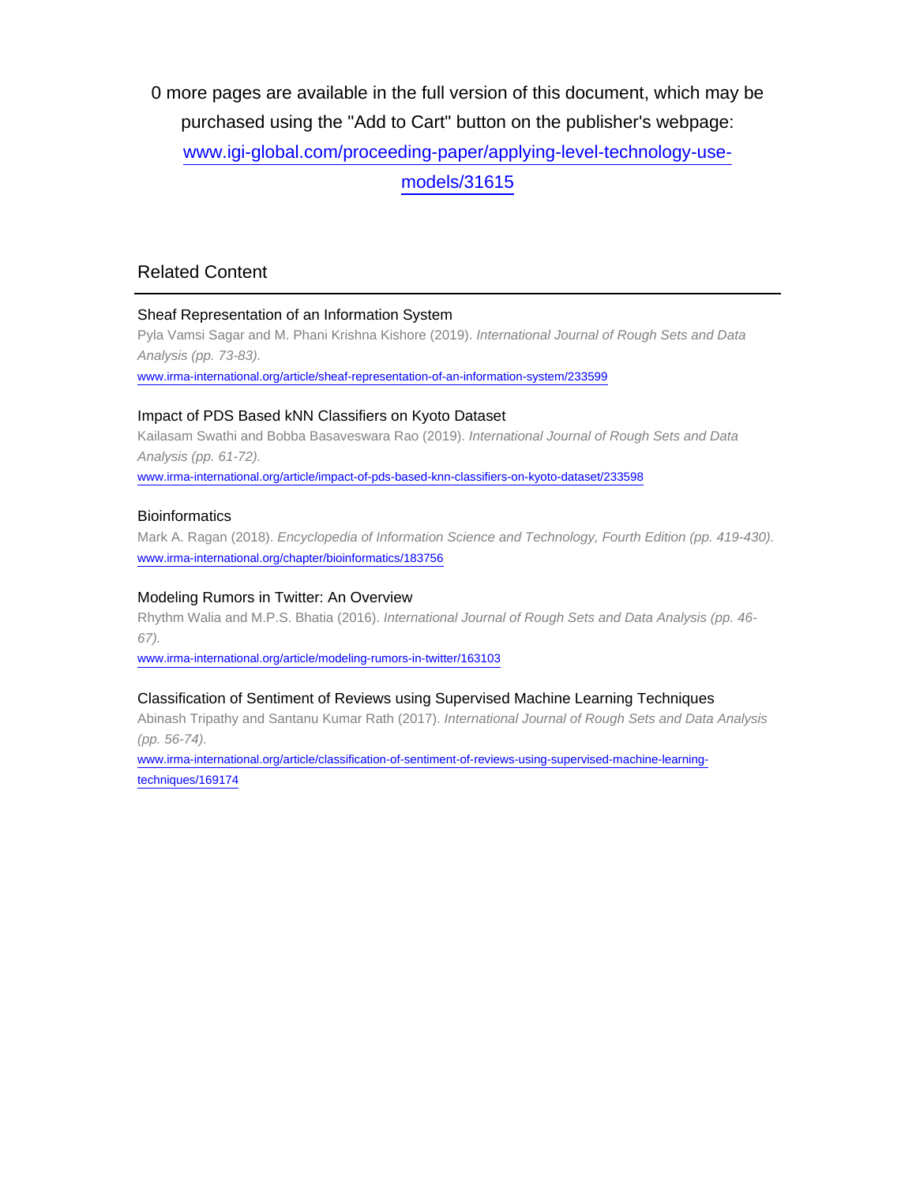0 more pages are available in the full version of this document, which may be purchased using the "Add to Cart" button on the publisher's webpage: [www.igi-global.com/proceeding-paper/applying-level-technology-use-models/31615](www.igi-global.com/proceeding-paper/applying-level-technology-use-models/31615)

## Related Content

**Sheaf Representation of an Information System**
Pyla Vamsi Sagar and M. Phani Krishna Kishore (2019). *International Journal of Rough Sets and Data Analysis (pp. 73-83).*
[www.irma-international.org/article/sheaf-representation-of-an-information-system/233599](www.irma-international.org/article/sheaf-representation-of-an-information-system/233599)

**Impact of PDS Based kNN Classifiers on Kyoto Dataset**
Kailasam Swathi and Bobba Basaveswara Rao (2019). *International Journal of Rough Sets and Data Analysis (pp. 61-72).*
[www.irma-international.org/article/impact-of-pds-based-knn-classifiers-on-kyoto-dataset/233598](www.irma-international.org/article/impact-of-pds-based-knn-classifiers-on-kyoto-dataset/233598)

**Bioinformatics**
Mark A. Ragan (2018). *Encyclopedia of Information Science and Technology, Fourth Edition (pp. 419-430).*
[www.irma-international.org/chapter/bioinformatics/183756](www.irma-international.org/chapter/bioinformatics/183756)

**Modeling Rumors in Twitter: An Overview**
Rhythm Walia and M.P.S. Bhatia (2016). *International Journal of Rough Sets and Data Analysis (pp. 46-67).*
[www.irma-international.org/article/modeling-rumors-in-twitter/163103](www.irma-international.org/article/modeling-rumors-in-twitter/163103)

**Classification of Sentiment of Reviews using Supervised Machine Learning Techniques**
Abinash Tripathy and Santanu Kumar Rath (2017). *International Journal of Rough Sets and Data Analysis (pp. 56-74).*
[www.irma-international.org/article/classification-of-sentiment-of-reviews-using-supervised-machine-learning-techniques/169174](www.irma-international.org/article/classification-of-sentiment-of-reviews-using-supervised-machine-learning-techniques/169174)